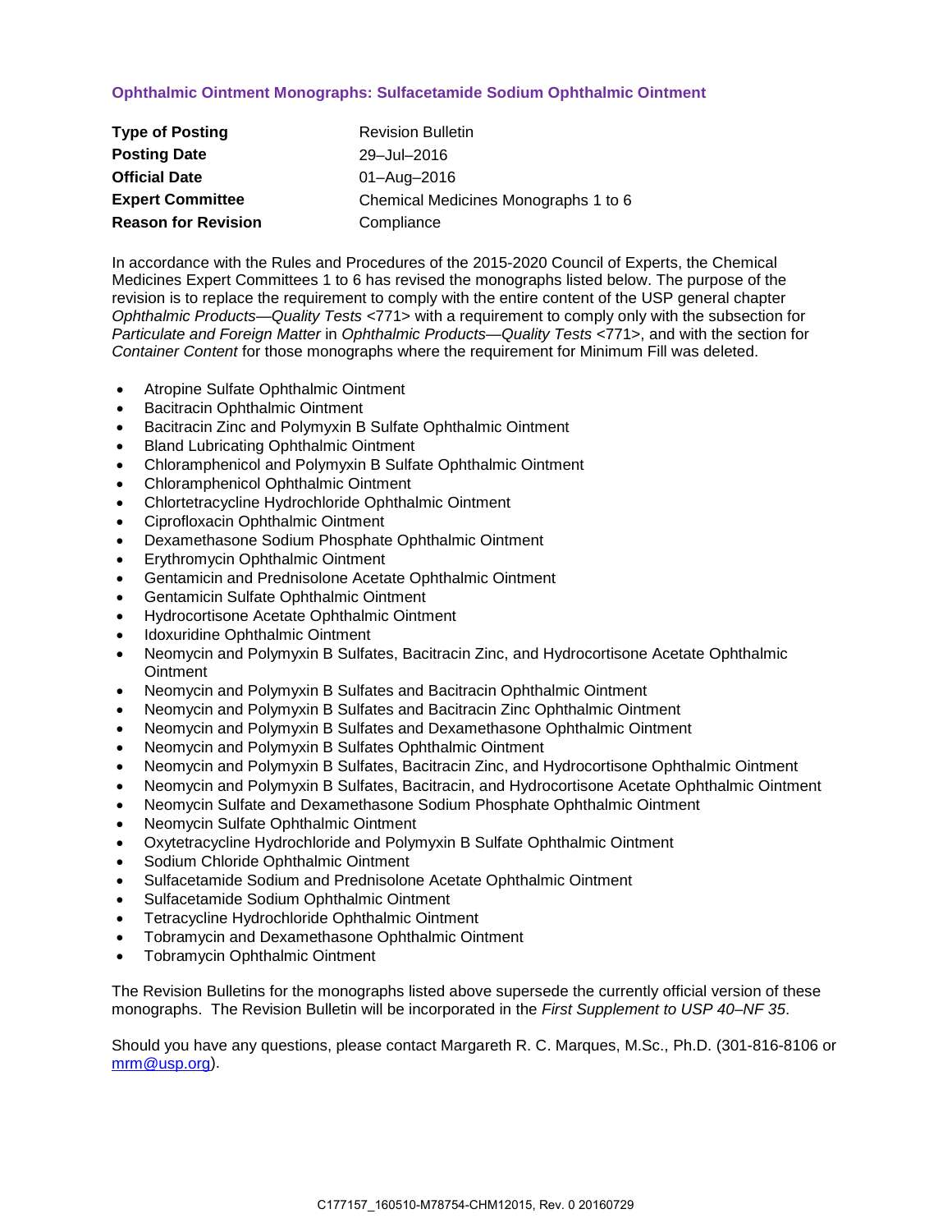# Ophthalmic Ointment Monographs: Sulfacetamide Sodium Ophthalmic Ointment

| | |
|---|---|
| **Type of Posting** | Revision Bulletin |
| **Posting Date** | 29–Jul–2016 |
| **Official Date** | 01–Aug–2016 |
| **Expert Committee** | Chemical Medicines Monographs 1 to 6 |
| **Reason for Revision** | Compliance |

In accordance with the Rules and Procedures of the 2015-2020 Council of Experts, the Chemical Medicines Expert Committees 1 to 6 has revised the monographs listed below. The purpose of the revision is to replace the requirement to comply with the entire content of the USP general chapter *Ophthalmic Products—Quality Tests* <771> with a requirement to comply only with the subsection for *Particulate and Foreign Matter* in *Ophthalmic Products—Quality Tests* <771>, and with the section for *Container Content* for those monographs where the requirement for Minimum Fill was deleted.

- Atropine Sulfate Ophthalmic Ointment
- Bacitracin Ophthalmic Ointment
- Bacitracin Zinc and Polymyxin B Sulfate Ophthalmic Ointment
- Bland Lubricating Ophthalmic Ointment
- Chloramphenicol and Polymyxin B Sulfate Ophthalmic Ointment
- Chloramphenicol Ophthalmic Ointment
- Chlortetracycline Hydrochloride Ophthalmic Ointment
- Ciprofloxacin Ophthalmic Ointment
- Dexamethasone Sodium Phosphate Ophthalmic Ointment
- Erythromycin Ophthalmic Ointment
- Gentamicin and Prednisolone Acetate Ophthalmic Ointment
- Gentamicin Sulfate Ophthalmic Ointment
- Hydrocortisone Acetate Ophthalmic Ointment
- Idoxuridine Ophthalmic Ointment
- Neomycin and Polymyxin B Sulfates, Bacitracin Zinc, and Hydrocortisone Acetate Ophthalmic Ointment
- Neomycin and Polymyxin B Sulfates and Bacitracin Ophthalmic Ointment
- Neomycin and Polymyxin B Sulfates and Bacitracin Zinc Ophthalmic Ointment
- Neomycin and Polymyxin B Sulfates and Dexamethasone Ophthalmic Ointment
- Neomycin and Polymyxin B Sulfates Ophthalmic Ointment
- Neomycin and Polymyxin B Sulfates, Bacitracin Zinc, and Hydrocortisone Ophthalmic Ointment
- Neomycin and Polymyxin B Sulfates, Bacitracin, and Hydrocortisone Acetate Ophthalmic Ointment
- Neomycin Sulfate and Dexamethasone Sodium Phosphate Ophthalmic Ointment
- Neomycin Sulfate Ophthalmic Ointment
- Oxytetracycline Hydrochloride and Polymyxin B Sulfate Ophthalmic Ointment
- Sodium Chloride Ophthalmic Ointment
- Sulfacetamide Sodium and Prednisolone Acetate Ophthalmic Ointment
- Sulfacetamide Sodium Ophthalmic Ointment
- Tetracycline Hydrochloride Ophthalmic Ointment
- Tobramycin and Dexamethasone Ophthalmic Ointment
- Tobramycin Ophthalmic Ointment

The Revision Bulletins for the monographs listed above supersede the currently official version of these monographs. The Revision Bulletin will be incorporated in the *First Supplement to USP 40–NF 35*.

Should you have any questions, please contact Margareth R. C. Marques, M.Sc., Ph.D. (301-816-8106 or mrm@usp.org).

C177157_160510-M78754-CHM12015, Rev. 0 20160729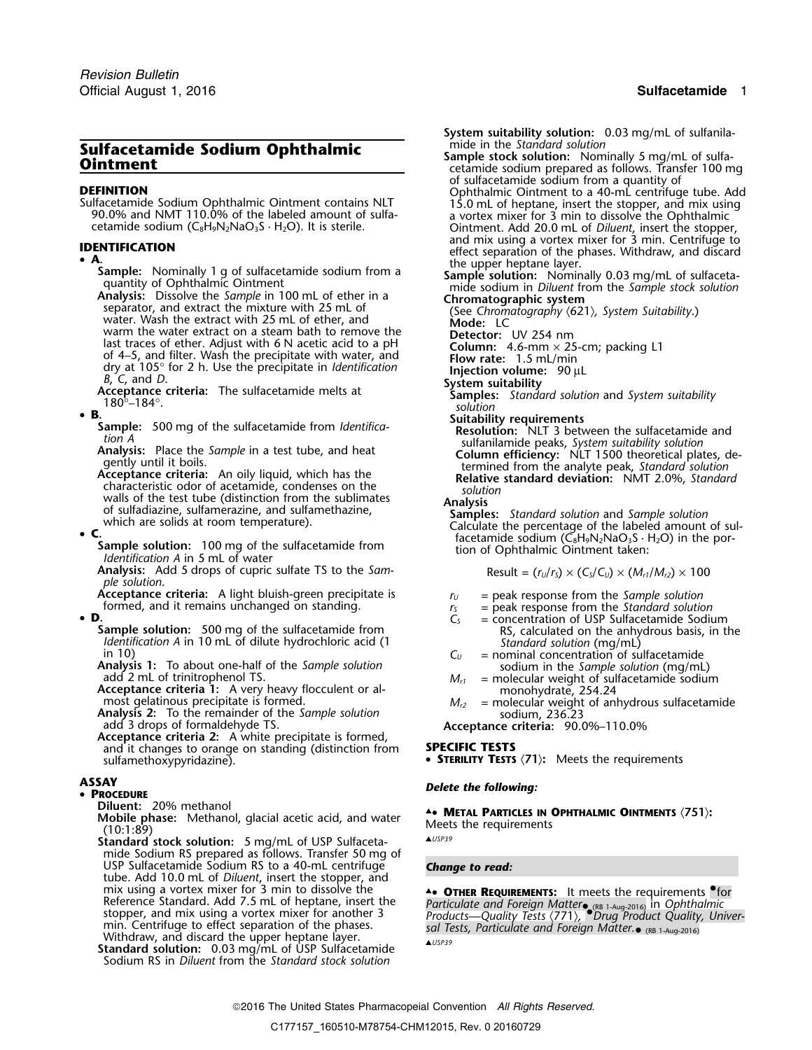# Sulfacetamide Sodium Ophthalmic Ointment

**DEFINITION**

Sulfacetamide Sodium Ophthalmic Ointment contains NLT 90.0% and NMT 110.0% of the labeled amount of sulfacetamide sodium ($C_8H_9N_2NaO_3S \cdot H_2O$). It is sterile.

**IDENTIFICATION**

- **A.**

  **Sample:** Nominally 1 g of sulfacetamide sodium from a quantity of Ophthalmic Ointment

  **Analysis:** Dissolve the *Sample* in 100 mL of ether in a separator, and extract the mixture with 25 mL of water. Wash the water extract with 25 mL of ether, and warm the water extract on a steam bath to remove the last traces of ether. Adjust with 6 N acetic acid to a pH of 4–5, and filter. Wash the precipitate with water, and dry at 105° for 2 h. Use the precipitate in *Identification B, C,* and *D.*

  **Acceptance criteria:** The sulfacetamide melts at 180°–184°.

- **B.**

  **Sample:** 500 mg of the sulfacetamide from *Identification A*

  **Analysis:** Place the *Sample* in a test tube, and heat gently until it boils.

  **Acceptance criteria:** An oily liquid, which has the characteristic odor of acetamide, condenses on the walls of the test tube (distinction from the sublimates of sulfadiazine, sulfamerazine, and sulfamethazine, which are solids at room temperature).

- **C.**

  **Sample solution:** 100 mg of the sulfacetamide from *Identification A* in 5 mL of water

  **Analysis:** Add 5 drops of cupric sulfate TS to the *Sample solution.*

  **Acceptance criteria:** A light bluish-green precipitate is formed, and it remains unchanged on standing.

- **D.**

  **Sample solution:** 500 mg of the sulfacetamide from *Identification A* in 10 mL of dilute hydrochloric acid (1 in 10)

  **Analysis 1:** To about one-half of the *Sample solution* add 2 mL of trinitrophenol TS.

  **Acceptance criteria 1:** A very heavy flocculent or almost gelatinous precipitate is formed.

  **Analysis 2:** To the remainder of the *Sample solution* add 3 drops of formaldehyde TS.

  **Acceptance criteria 2:** A white precipitate is formed, and it changes to orange on standing (distinction from sulfamethoxypyridazine).

**ASSAY**

- **PROCEDURE**

  **Diluent:** 20% methanol

  **Mobile phase:** Methanol, glacial acetic acid, and water (10:1:89)

  **Standard stock solution:** 5 mg/mL of USP Sulfacetamide Sodium RS prepared as follows. Transfer 50 mg of USP Sulfacetamide Sodium RS to a 40-mL centrifuge tube. Add 10.0 mL of *Diluent*, insert the stopper, and mix using a vortex mixer for 3 min to dissolve the Reference Standard. Add 7.5 mL of heptane, insert the stopper, and mix using a vortex mixer for another 3 min. Centrifuge to effect separation of the phases. Withdraw, and discard the upper heptane layer.

  **Standard solution:** 0.03 mg/mL of USP Sulfacetamide Sodium RS in *Diluent* from the *Standard stock solution*

  **System suitability solution:** 0.03 mg/mL of sulfanilamide in the *Standard solution*

  **Sample stock solution:** Nominally 5 mg/mL of sulfacetamide sodium prepared as follows. Transfer 100 mg of sulfacetamide sodium from a quantity of Ophthalmic Ointment to a 40-mL centrifuge tube. Add 15.0 mL of heptane, insert the stopper, and mix using a vortex mixer for 3 min to dissolve the Ophthalmic Ointment. Add 20.0 mL of *Diluent*, insert the stopper, and mix using a vortex mixer for 3 min. Centrifuge to effect separation of the phases. Withdraw, and discard the upper heptane layer.

  **Sample solution:** Nominally 0.03 mg/mL of sulfacetamide sodium in *Diluent* from the *Sample stock solution*

  **Chromatographic system**

  (See *Chromatography* ⟨621⟩*, System Suitability.*)

  **Mode:** LC

  **Detector:** UV 254 nm

  **Column:** 4.6-mm × 25-cm; packing L1

  **Flow rate:** 1.5 mL/min

  **Injection volume:** 90 µL

  **System suitability**

  **Samples:** *Standard solution* and *System suitability solution*

  **Suitability requirements**

  **Resolution:** NLT 3 between the sulfacetamide and sulfanilamide peaks, *System suitability solution*

  **Column efficiency:** NLT 1500 theoretical plates, determined from the analyte peak, *Standard solution*

  **Relative standard deviation:** NMT 2.0%, *Standard solution*

  **Analysis**

  **Samples:** *Standard solution* and *Sample solution*

  Calculate the percentage of the labeled amount of sulfacetamide sodium ($C_8H_9N_2NaO_3S \cdot H_2O$) in the portion of Ophthalmic Ointment taken:

  $$\text{Result} = (r_U/r_S) \times (C_S/C_U) \times (M_{r1}/M_{r2}) \times 100$$

  $r_U$ = peak response from the *Sample solution*

  $r_S$ = peak response from the *Standard solution*

  $C_S$ = concentration of USP Sulfacetamide Sodium RS, calculated on the anhydrous basis, in the *Standard solution* (mg/mL)

  $C_U$ = nominal concentration of sulfacetamide sodium in the *Sample solution* (mg/mL)

  $M_{r1}$ = molecular weight of sulfacetamide sodium monohydrate, 254.24

  $M_{r2}$ = molecular weight of anhydrous sulfacetamide sodium, 236.23

  **Acceptance criteria:** 90.0%–110.0%

**SPECIFIC TESTS**

- **STERILITY TESTS** ⟨71⟩**:** Meets the requirements

***Delete the following:***

- ▲• **METAL PARTICLES IN OPHTHALMIC OINTMENTS** ⟨751⟩**:** Meets the requirements ▲USP39

***Change to read:***

- ▲• **OTHER REQUIREMENTS:** It meets the requirements •for *Particulate and Foreign Matter*• (RB 1-Aug-2016) in *Ophthalmic Products—Quality Tests* ⟨771⟩, •*Drug Product Quality, Universal Tests, Particulate and Foreign Matter.*• (RB 1-Aug-2016) ▲USP39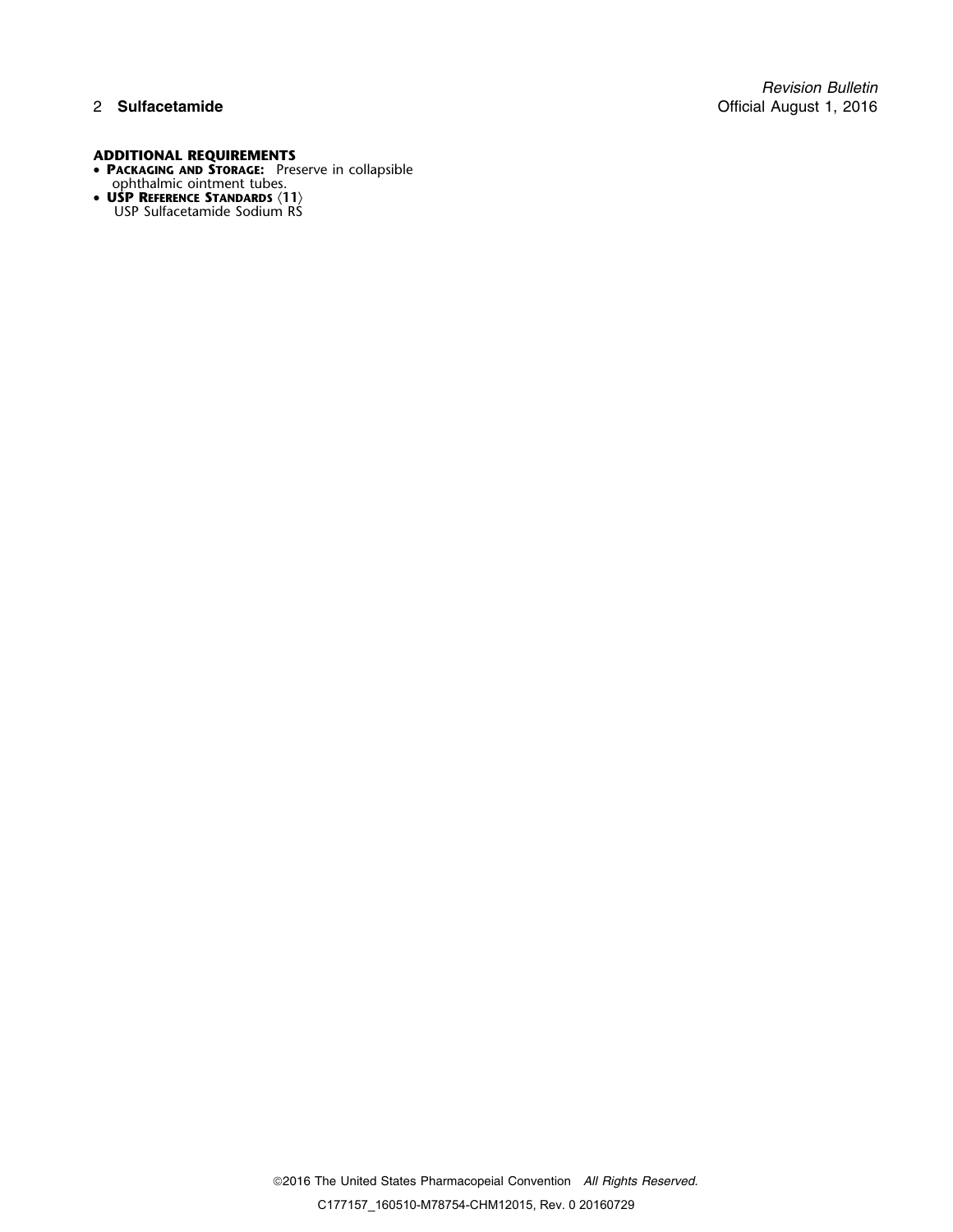## ADDITIONAL REQUIREMENTS

- **Packaging and Storage:** Preserve in collapsible ophthalmic ointment tubes.
- **USP Reference Standards ⟨11⟩**
  USP Sulfacetamide Sodium RS